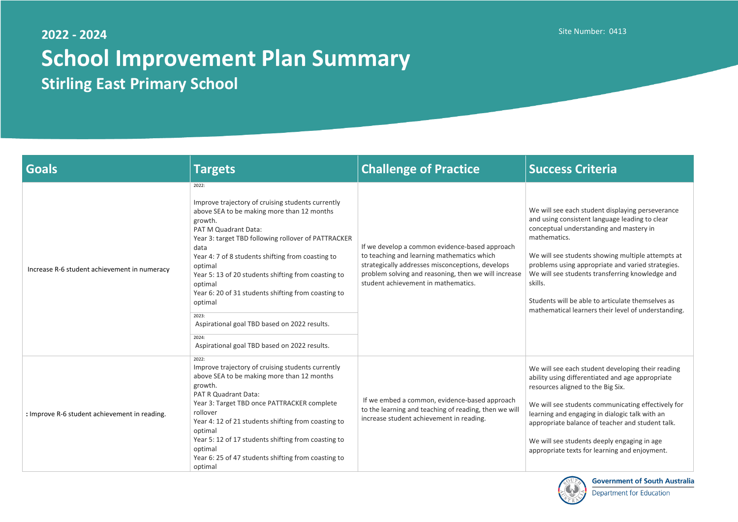## 2022 - 2024

# School Improvement Plan Summary

## Stirling East Primary School

Site Number: 0413

| Goals | Targets | Challenge of Practice | Success Criteria |
|---|---|---|---|
| Increase R-6 student achievement in numeracy | 2022:<br><br>Improve trajectory of cruising students currently above SEA to be making more than 12 months growth.<br>PAT M Quadrant Data:<br>Year 3: target TBD following rollover of PATTRACKER data<br>Year 4: 7 of 8 students shifting from coasting to optimal<br>Year 5: 13 of 20 students shifting from coasting to optimal<br>Year 6: 20 of 31 students shifting from coasting to optimal<br><br>2023:<br>Aspirational goal TBD based on 2022 results.<br><br>2024:<br>Aspirational goal TBD based on 2022 results. | If we develop a common evidence-based approach to teaching and learning mathematics which strategically addresses misconceptions, develops problem solving and reasoning, then we will increase student achievement in mathematics. | We will see each student displaying perseverance and using consistent language leading to clear conceptual understanding and mastery in mathematics.<br><br>We will see students showing multiple attempts at problems using appropriate and varied strategies. We will see students transferring knowledge and skills.<br><br>Students will be able to articulate themselves as mathematical learners their level of understanding. |
| : Improve R-6 student achievement in reading. | 2022:<br>Improve trajectory of cruising students currently above SEA to be making more than 12 months growth.<br>PAT R Quadrant Data:<br>Year 3: Target TBD once PATTRACKER complete rollover<br>Year 4: 12 of 21 students shifting from coasting to optimal<br>Year 5: 12 of 17 students shifting from coasting to optimal<br>Year 6: 25 of 47 students shifting from coasting to optimal | If we embed a common, evidence-based approach to the learning and teaching of reading, then we will increase student achievement in reading. | We will see each student developing their reading ability using differentiated and age appropriate resources aligned to the Big Six.<br><br>We will see students communicating effectively for learning and engaging in dialogic talk with an appropriate balance of teacher and student talk.<br><br>We will see students deeply engaging in age appropriate texts for learning and enjoyment. |

Government of South Australia
Department for Education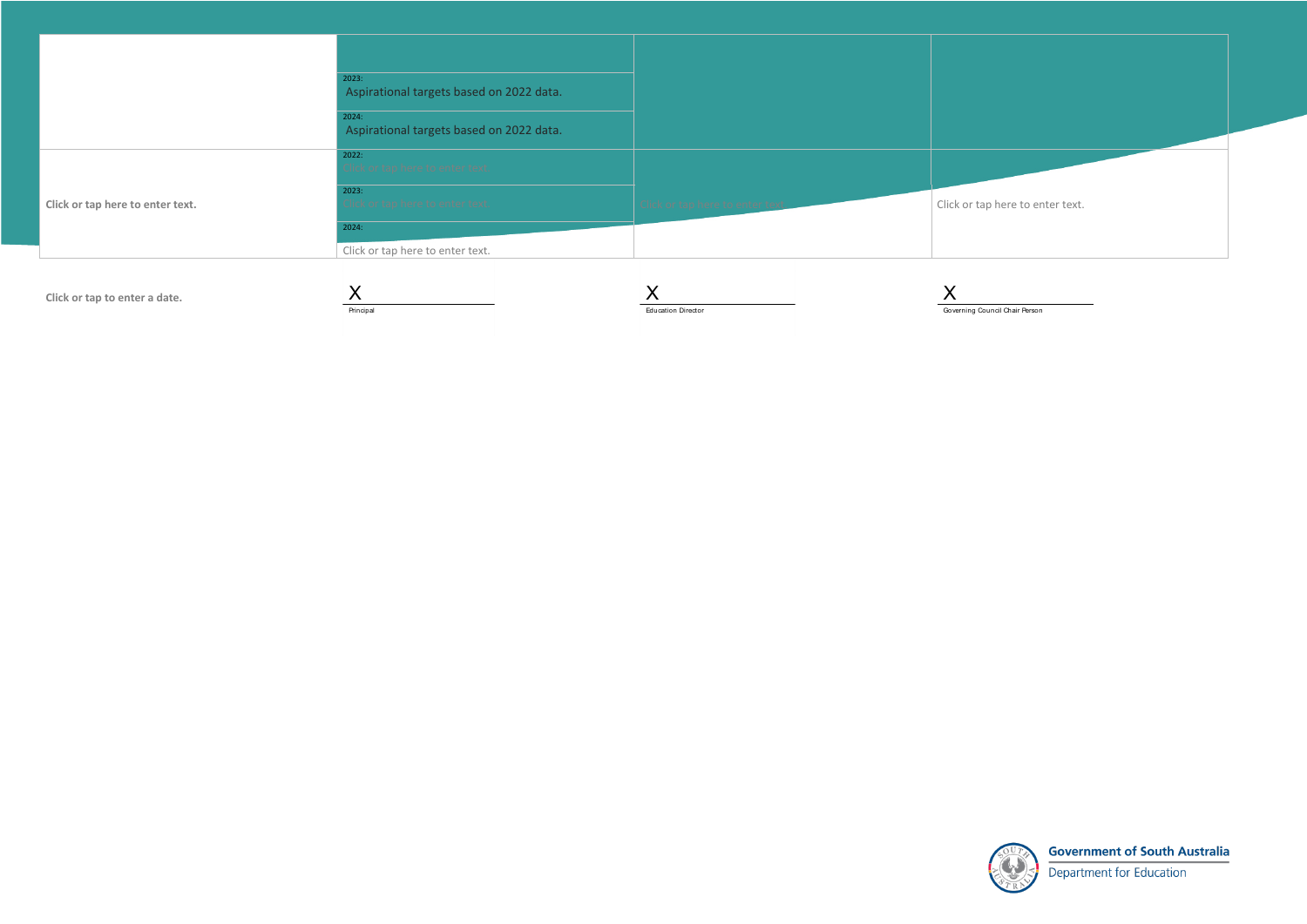| | | | |
|---|---|---|---|
| | 2023: Aspirational targets based on 2022 data.<br>2024: Aspirational targets based on 2022 data. | | |
| Click or tap here to enter text. | 2022: Click or tap here to enter text.<br>2023: Click or tap here to enter text.<br>2024: Click or tap here to enter text. | Click or tap here to enter text. | Click or tap here to enter text. |

Click or tap to enter a date.

X
Principal

X
Education Director

X
Governing Council Chair Person

Government of South Australia
Department for Education